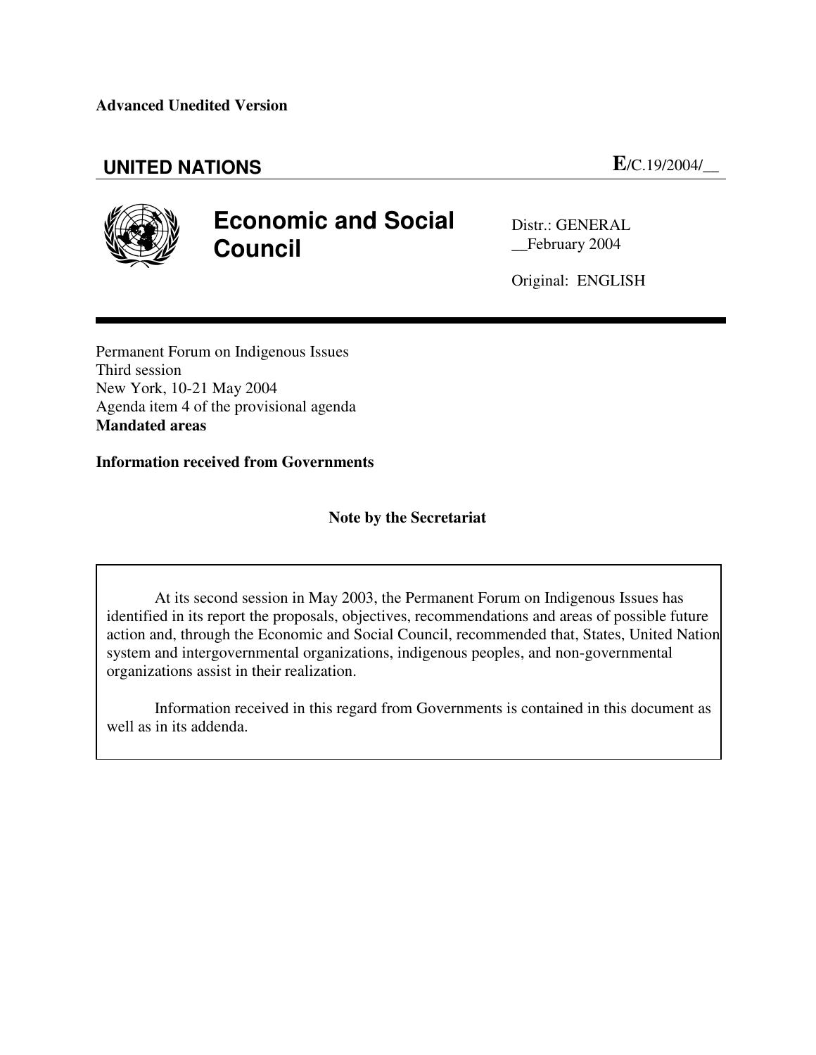**Advanced Unedited Version**

**UNITED NATIONS** **E**/C.19/2004/__

# Economic and Social Council

Distr.: GENERAL
__February 2004

Original: ENGLISH

Permanent Forum on Indigenous Issues
Third session
New York, 10-21 May 2004
Agenda item 4 of the provisional agenda
**Mandated areas**

**Information received from Governments**

**Note by the Secretariat**

At its second session in May 2003, the Permanent Forum on Indigenous Issues has identified in its report the proposals, objectives, recommendations and areas of possible future action and, through the Economic and Social Council, recommended that, States, United Nation system and intergovernmental organizations, indigenous peoples, and non-governmental organizations assist in their realization.

Information received in this regard from Governments is contained in this document as well as in its addenda.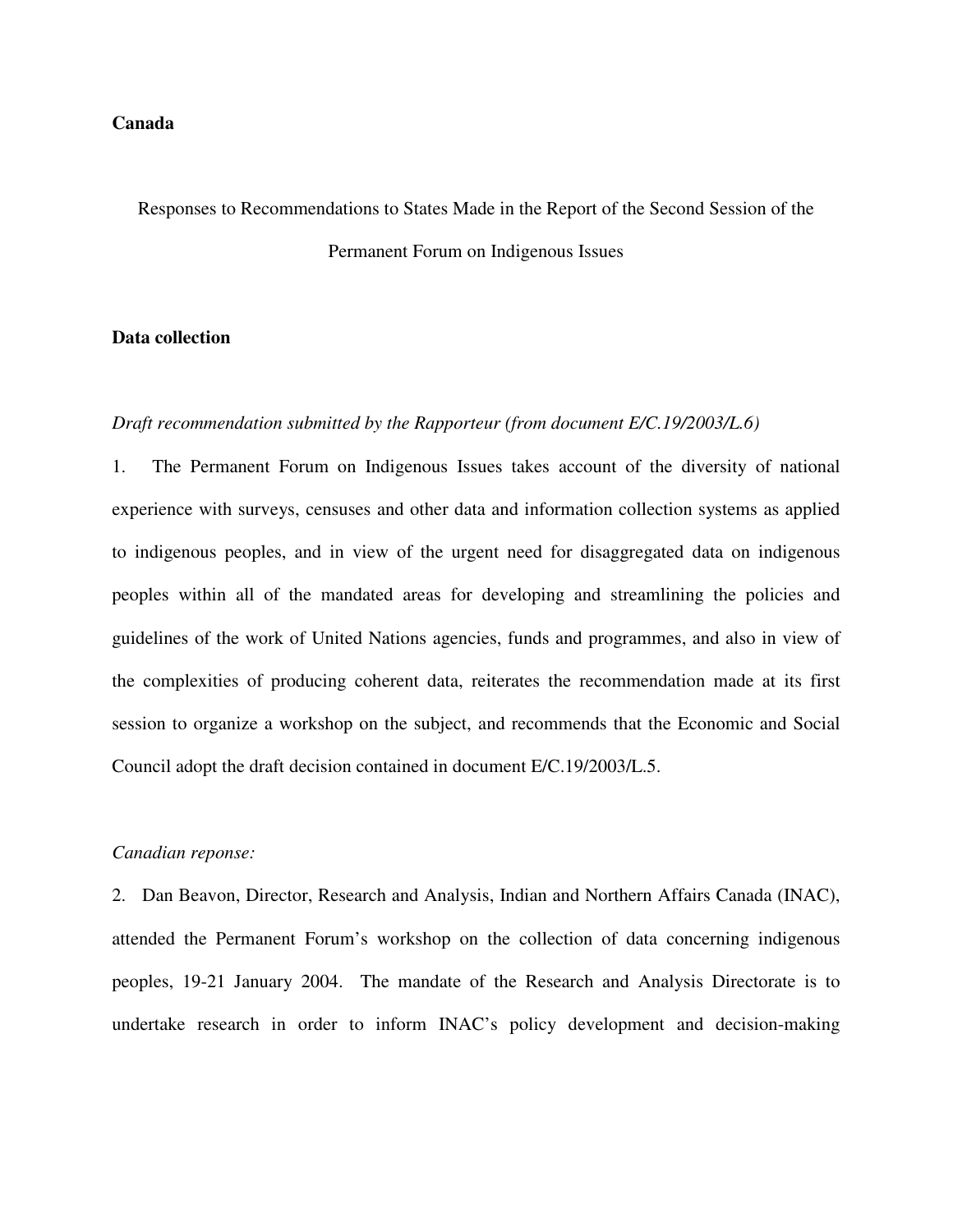**Canada**

Responses to Recommendations to States Made in the Report of the Second Session of the Permanent Forum on Indigenous Issues

**Data collection**

*Draft recommendation submitted by the Rapporteur (from document E/C.19/2003/L.6)*

1. The Permanent Forum on Indigenous Issues takes account of the diversity of national experience with surveys, censuses and other data and information collection systems as applied to indigenous peoples, and in view of the urgent need for disaggregated data on indigenous peoples within all of the mandated areas for developing and streamlining the policies and guidelines of the work of United Nations agencies, funds and programmes, and also in view of the complexities of producing coherent data, reiterates the recommendation made at its first session to organize a workshop on the subject, and recommends that the Economic and Social Council adopt the draft decision contained in document E/C.19/2003/L.5.

*Canadian reponse:*

2. Dan Beavon, Director, Research and Analysis, Indian and Northern Affairs Canada (INAC), attended the Permanent Forum's workshop on the collection of data concerning indigenous peoples, 19-21 January 2004. The mandate of the Research and Analysis Directorate is to undertake research in order to inform INAC's policy development and decision-making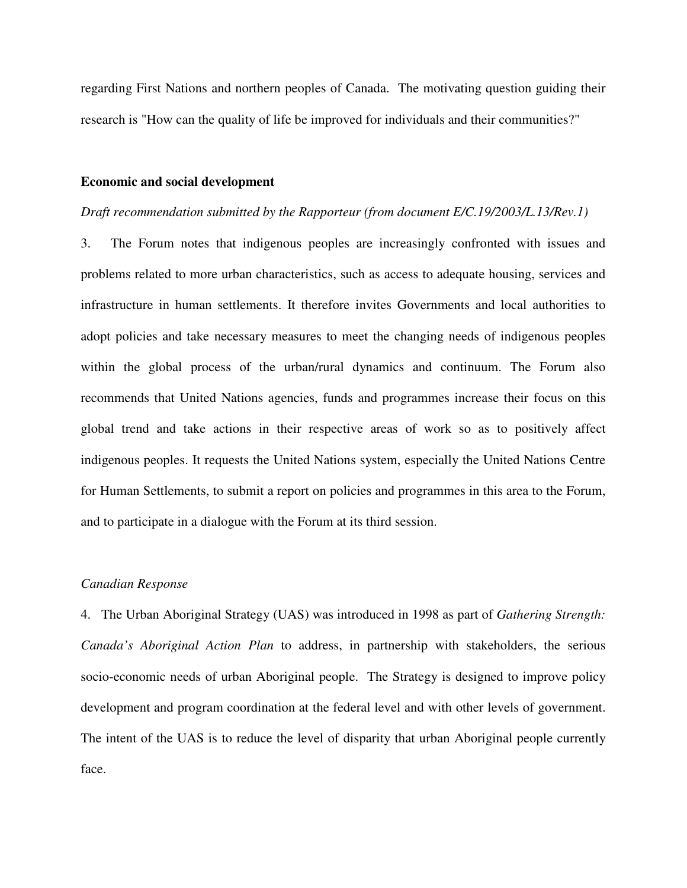regarding First Nations and northern peoples of Canada. The motivating question guiding their research is "How can the quality of life be improved for individuals and their communities?"

**Economic and social development**

*Draft recommendation submitted by the Rapporteur (from document E/C.19/2003/L.13/Rev.1)*

3. The Forum notes that indigenous peoples are increasingly confronted with issues and problems related to more urban characteristics, such as access to adequate housing, services and infrastructure in human settlements. It therefore invites Governments and local authorities to adopt policies and take necessary measures to meet the changing needs of indigenous peoples within the global process of the urban/rural dynamics and continuum. The Forum also recommends that United Nations agencies, funds and programmes increase their focus on this global trend and take actions in their respective areas of work so as to positively affect indigenous peoples. It requests the United Nations system, especially the United Nations Centre for Human Settlements, to submit a report on policies and programmes in this area to the Forum, and to participate in a dialogue with the Forum at its third session.

*Canadian Response*

4. The Urban Aboriginal Strategy (UAS) was introduced in 1998 as part of *Gathering Strength: Canada's Aboriginal Action Plan* to address, in partnership with stakeholders, the serious socio-economic needs of urban Aboriginal people. The Strategy is designed to improve policy development and program coordination at the federal level and with other levels of government. The intent of the UAS is to reduce the level of disparity that urban Aboriginal people currently face.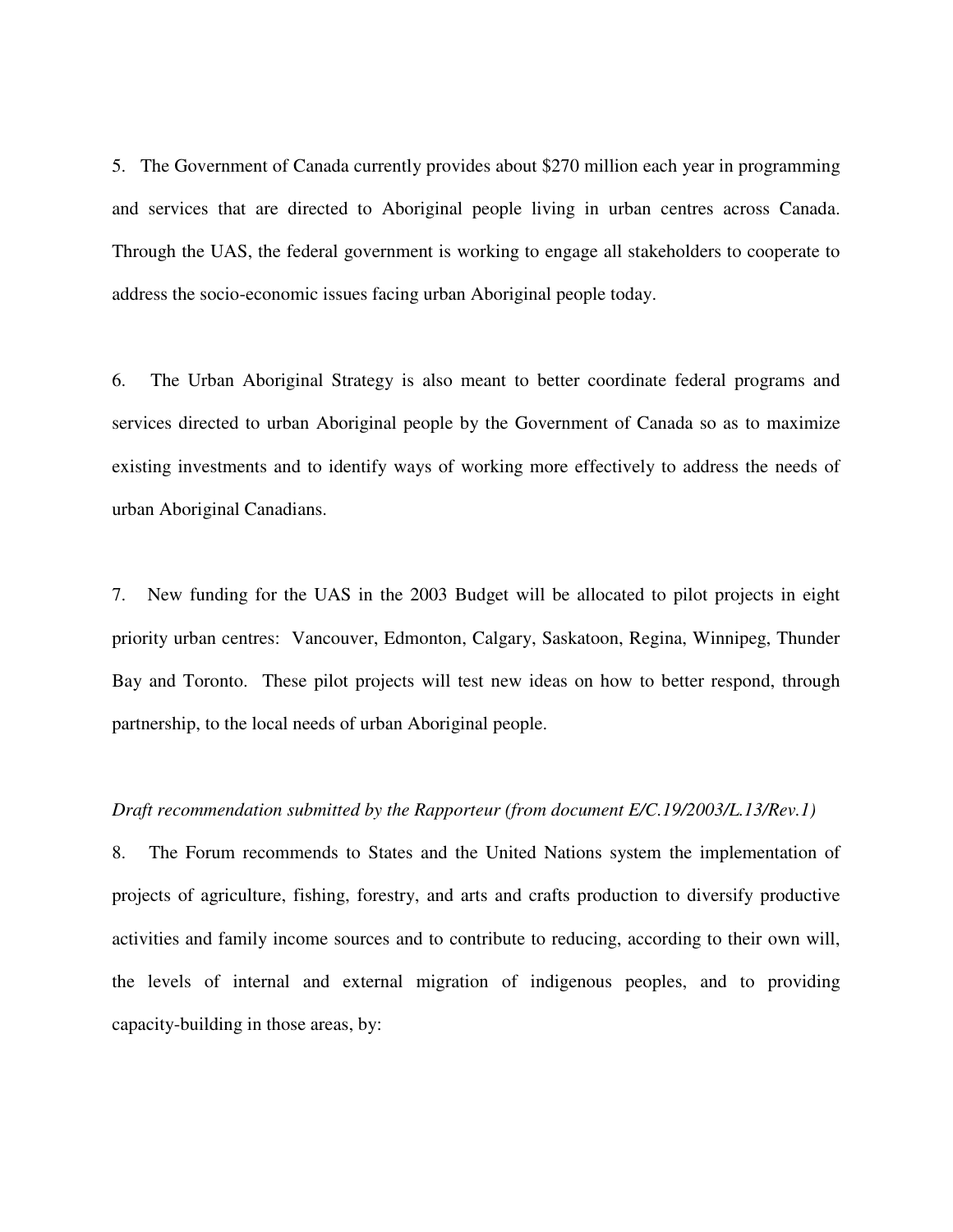5. The Government of Canada currently provides about $270 million each year in programming and services that are directed to Aboriginal people living in urban centres across Canada. Through the UAS, the federal government is working to engage all stakeholders to cooperate to address the socio-economic issues facing urban Aboriginal people today.

6. The Urban Aboriginal Strategy is also meant to better coordinate federal programs and services directed to urban Aboriginal people by the Government of Canada so as to maximize existing investments and to identify ways of working more effectively to address the needs of urban Aboriginal Canadians.

7. New funding for the UAS in the 2003 Budget will be allocated to pilot projects in eight priority urban centres: Vancouver, Edmonton, Calgary, Saskatoon, Regina, Winnipeg, Thunder Bay and Toronto. These pilot projects will test new ideas on how to better respond, through partnership, to the local needs of urban Aboriginal people.

*Draft recommendation submitted by the Rapporteur (from document E/C.19/2003/L.13/Rev.1)*

8. The Forum recommends to States and the United Nations system the implementation of projects of agriculture, fishing, forestry, and arts and crafts production to diversify productive activities and family income sources and to contribute to reducing, according to their own will, the levels of internal and external migration of indigenous peoples, and to providing capacity-building in those areas, by: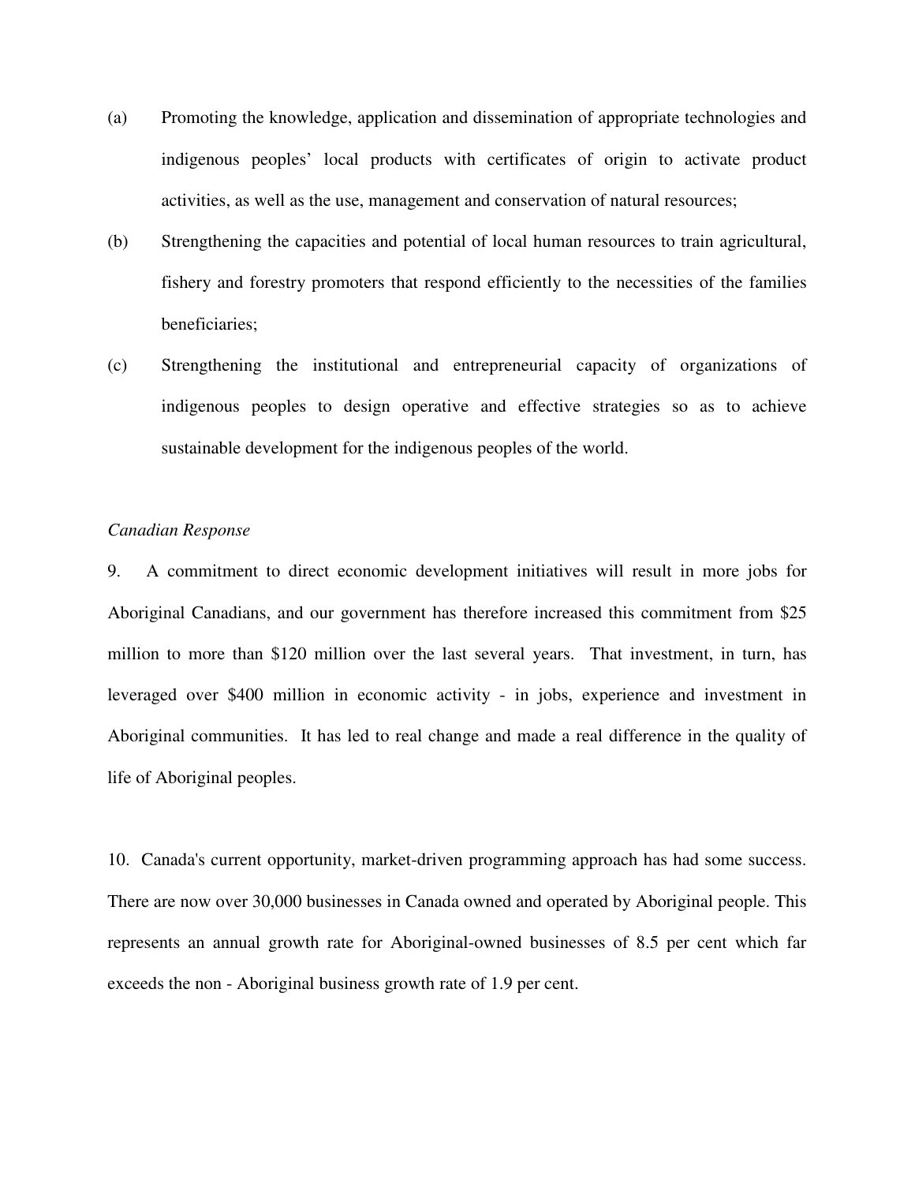(a) Promoting the knowledge, application and dissemination of appropriate technologies and indigenous peoples' local products with certificates of origin to activate product activities, as well as the use, management and conservation of natural resources;

(b) Strengthening the capacities and potential of local human resources to train agricultural, fishery and forestry promoters that respond efficiently to the necessities of the families beneficiaries;

(c) Strengthening the institutional and entrepreneurial capacity of organizations of indigenous peoples to design operative and effective strategies so as to achieve sustainable development for the indigenous peoples of the world.

*Canadian Response*

9. A commitment to direct economic development initiatives will result in more jobs for Aboriginal Canadians, and our government has therefore increased this commitment from $25 million to more than $120 million over the last several years. That investment, in turn, has leveraged over $400 million in economic activity - in jobs, experience and investment in Aboriginal communities. It has led to real change and made a real difference in the quality of life of Aboriginal peoples.

10. Canada's current opportunity, market-driven programming approach has had some success. There are now over 30,000 businesses in Canada owned and operated by Aboriginal people. This represents an annual growth rate for Aboriginal-owned businesses of 8.5 per cent which far exceeds the non - Aboriginal business growth rate of 1.9 per cent.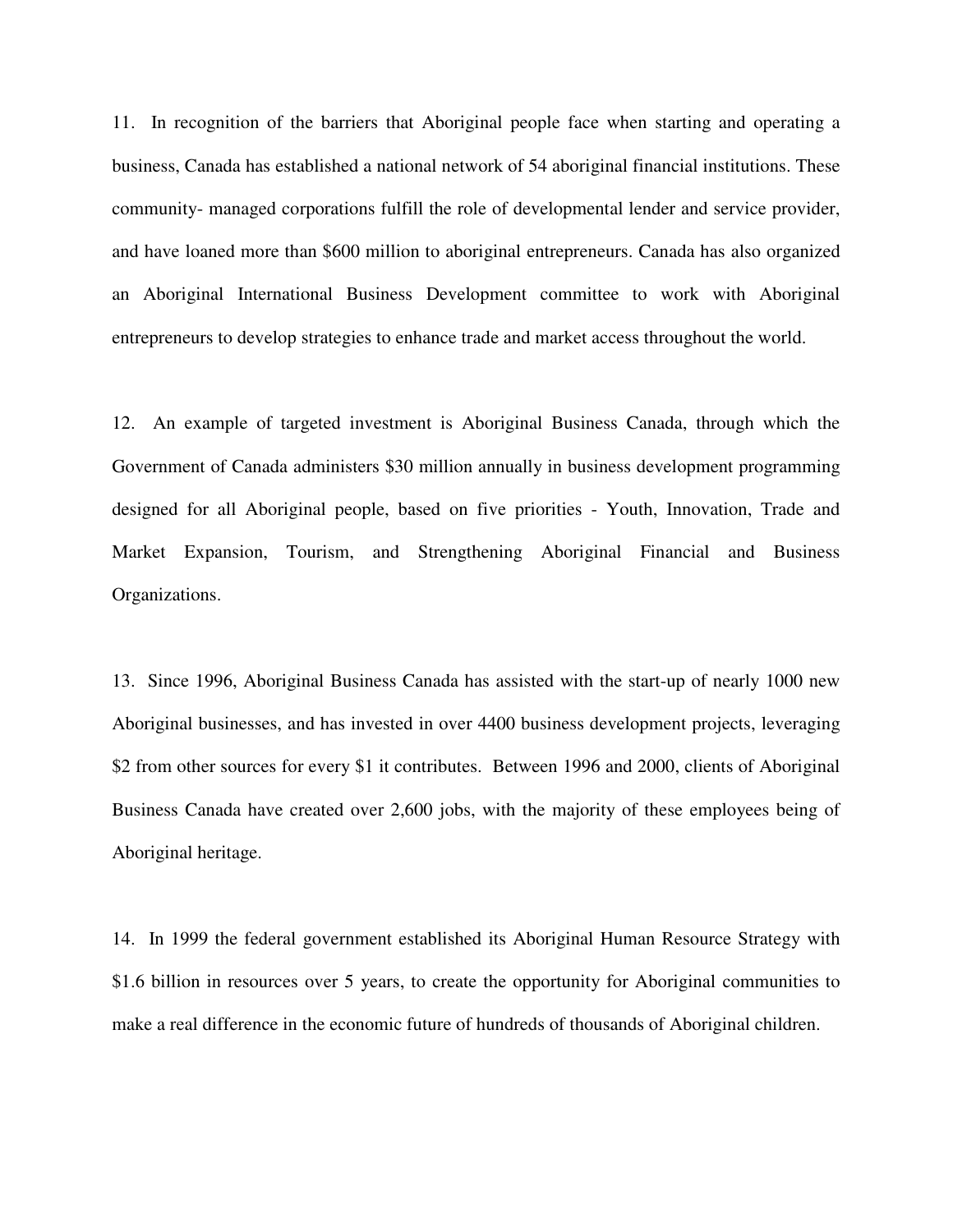11. In recognition of the barriers that Aboriginal people face when starting and operating a business, Canada has established a national network of 54 aboriginal financial institutions. These community- managed corporations fulfill the role of developmental lender and service provider, and have loaned more than $600 million to aboriginal entrepreneurs. Canada has also organized an Aboriginal International Business Development committee to work with Aboriginal entrepreneurs to develop strategies to enhance trade and market access throughout the world.

12. An example of targeted investment is Aboriginal Business Canada, through which the Government of Canada administers $30 million annually in business development programming designed for all Aboriginal people, based on five priorities - Youth, Innovation, Trade and Market Expansion, Tourism, and Strengthening Aboriginal Financial and Business Organizations.

13. Since 1996, Aboriginal Business Canada has assisted with the start-up of nearly 1000 new Aboriginal businesses, and has invested in over 4400 business development projects, leveraging $2 from other sources for every $1 it contributes. Between 1996 and 2000, clients of Aboriginal Business Canada have created over 2,600 jobs, with the majority of these employees being of Aboriginal heritage.

14. In 1999 the federal government established its Aboriginal Human Resource Strategy with $1.6 billion in resources over 5 years, to create the opportunity for Aboriginal communities to make a real difference in the economic future of hundreds of thousands of Aboriginal children.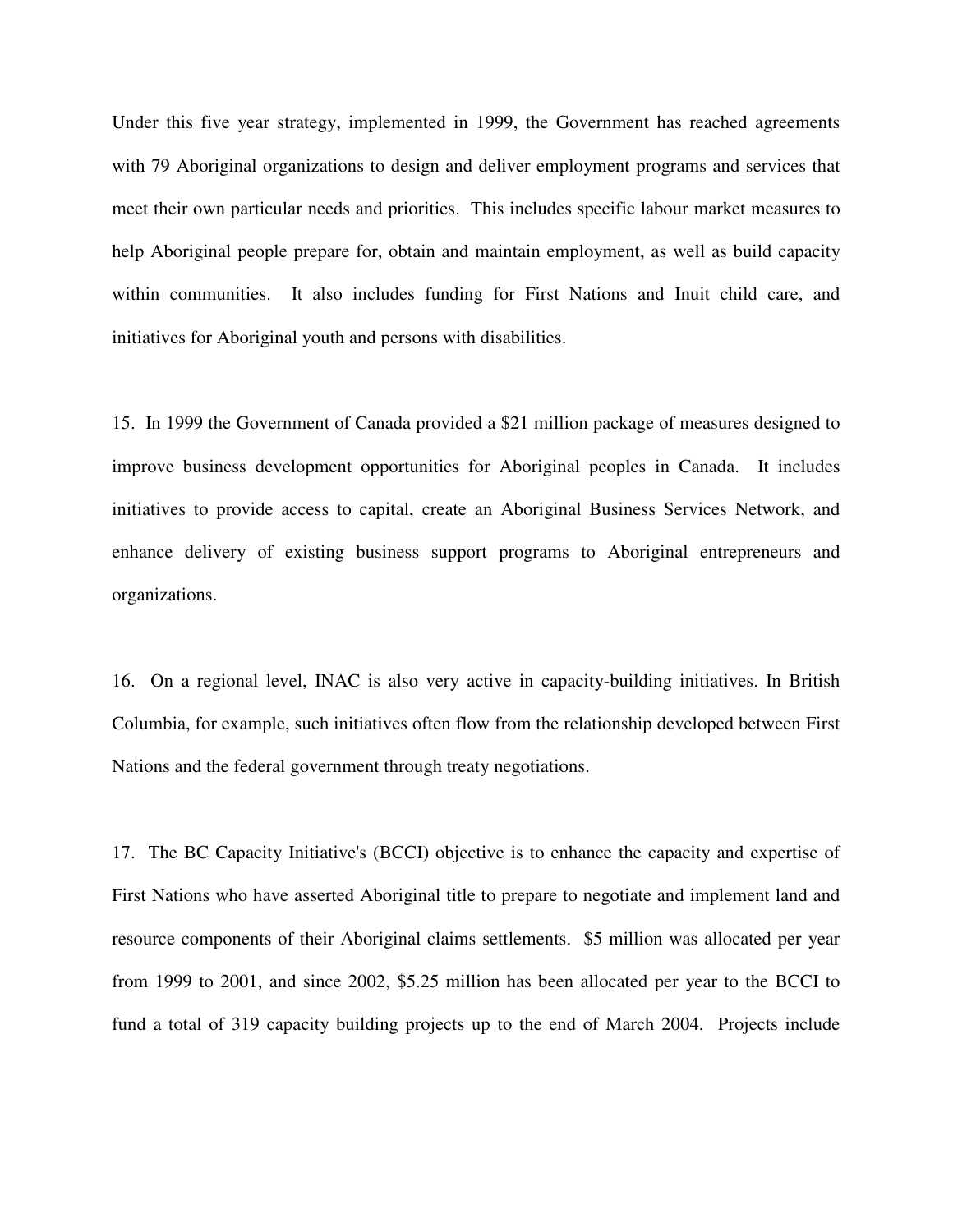Under this five year strategy, implemented in 1999, the Government has reached agreements with 79 Aboriginal organizations to design and deliver employment programs and services that meet their own particular needs and priorities. This includes specific labour market measures to help Aboriginal people prepare for, obtain and maintain employment, as well as build capacity within communities. It also includes funding for First Nations and Inuit child care, and initiatives for Aboriginal youth and persons with disabilities.

15. In 1999 the Government of Canada provided a $21 million package of measures designed to improve business development opportunities for Aboriginal peoples in Canada. It includes initiatives to provide access to capital, create an Aboriginal Business Services Network, and enhance delivery of existing business support programs to Aboriginal entrepreneurs and organizations.

16. On a regional level, INAC is also very active in capacity-building initiatives. In British Columbia, for example, such initiatives often flow from the relationship developed between First Nations and the federal government through treaty negotiations.

17. The BC Capacity Initiative's (BCCI) objective is to enhance the capacity and expertise of First Nations who have asserted Aboriginal title to prepare to negotiate and implement land and resource components of their Aboriginal claims settlements. $5 million was allocated per year from 1999 to 2001, and since 2002, $5.25 million has been allocated per year to the BCCI to fund a total of 319 capacity building projects up to the end of March 2004. Projects include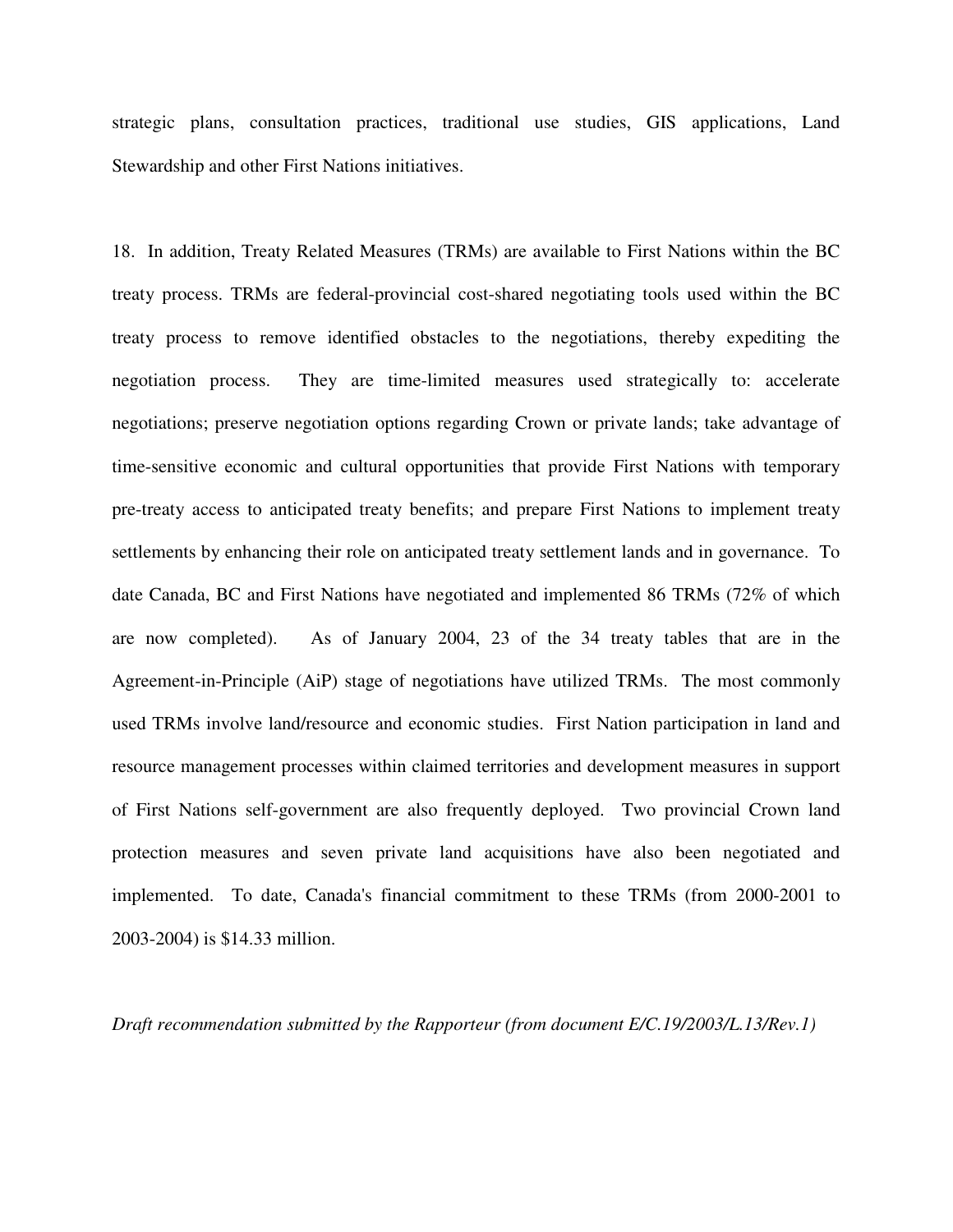strategic plans, consultation practices, traditional use studies, GIS applications, Land Stewardship and other First Nations initiatives.

18. In addition, Treaty Related Measures (TRMs) are available to First Nations within the BC treaty process. TRMs are federal-provincial cost-shared negotiating tools used within the BC treaty process to remove identified obstacles to the negotiations, thereby expediting the negotiation process. They are time-limited measures used strategically to: accelerate negotiations; preserve negotiation options regarding Crown or private lands; take advantage of time-sensitive economic and cultural opportunities that provide First Nations with temporary pre-treaty access to anticipated treaty benefits; and prepare First Nations to implement treaty settlements by enhancing their role on anticipated treaty settlement lands and in governance. To date Canada, BC and First Nations have negotiated and implemented 86 TRMs (72% of which are now completed). As of January 2004, 23 of the 34 treaty tables that are in the Agreement-in-Principle (AiP) stage of negotiations have utilized TRMs. The most commonly used TRMs involve land/resource and economic studies. First Nation participation in land and resource management processes within claimed territories and development measures in support of First Nations self-government are also frequently deployed. Two provincial Crown land protection measures and seven private land acquisitions have also been negotiated and implemented. To date, Canada's financial commitment to these TRMs (from 2000-2001 to 2003-2004) is $14.33 million.

*Draft recommendation submitted by the Rapporteur (from document E/C.19/2003/L.13/Rev.1)*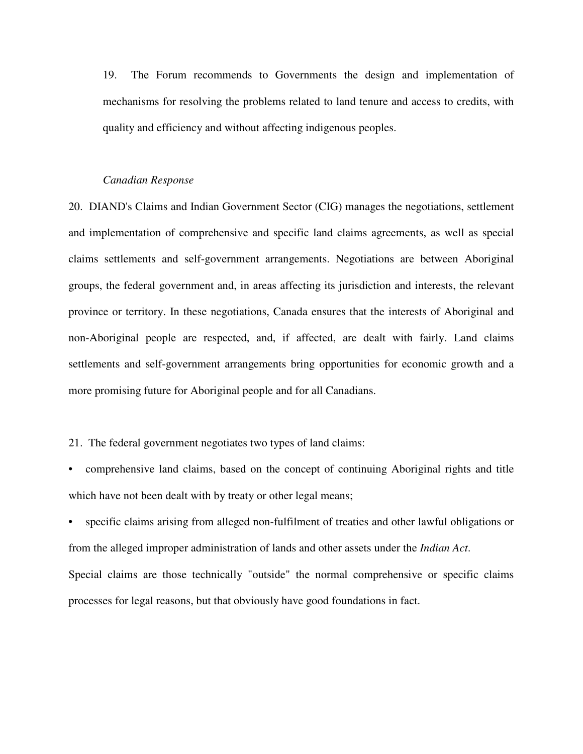19. The Forum recommends to Governments the design and implementation of mechanisms for resolving the problems related to land tenure and access to credits, with quality and efficiency and without affecting indigenous peoples.

*Canadian Response*

20. DIAND's Claims and Indian Government Sector (CIG) manages the negotiations, settlement and implementation of comprehensive and specific land claims agreements, as well as special claims settlements and self-government arrangements. Negotiations are between Aboriginal groups, the federal government and, in areas affecting its jurisdiction and interests, the relevant province or territory. In these negotiations, Canada ensures that the interests of Aboriginal and non-Aboriginal people are respected, and, if affected, are dealt with fairly. Land claims settlements and self-government arrangements bring opportunities for economic growth and a more promising future for Aboriginal people and for all Canadians.

21. The federal government negotiates two types of land claims:

- comprehensive land claims, based on the concept of continuing Aboriginal rights and title which have not been dealt with by treaty or other legal means;
- specific claims arising from alleged non-fulfilment of treaties and other lawful obligations or from the alleged improper administration of lands and other assets under the *Indian Act*.

Special claims are those technically "outside" the normal comprehensive or specific claims processes for legal reasons, but that obviously have good foundations in fact.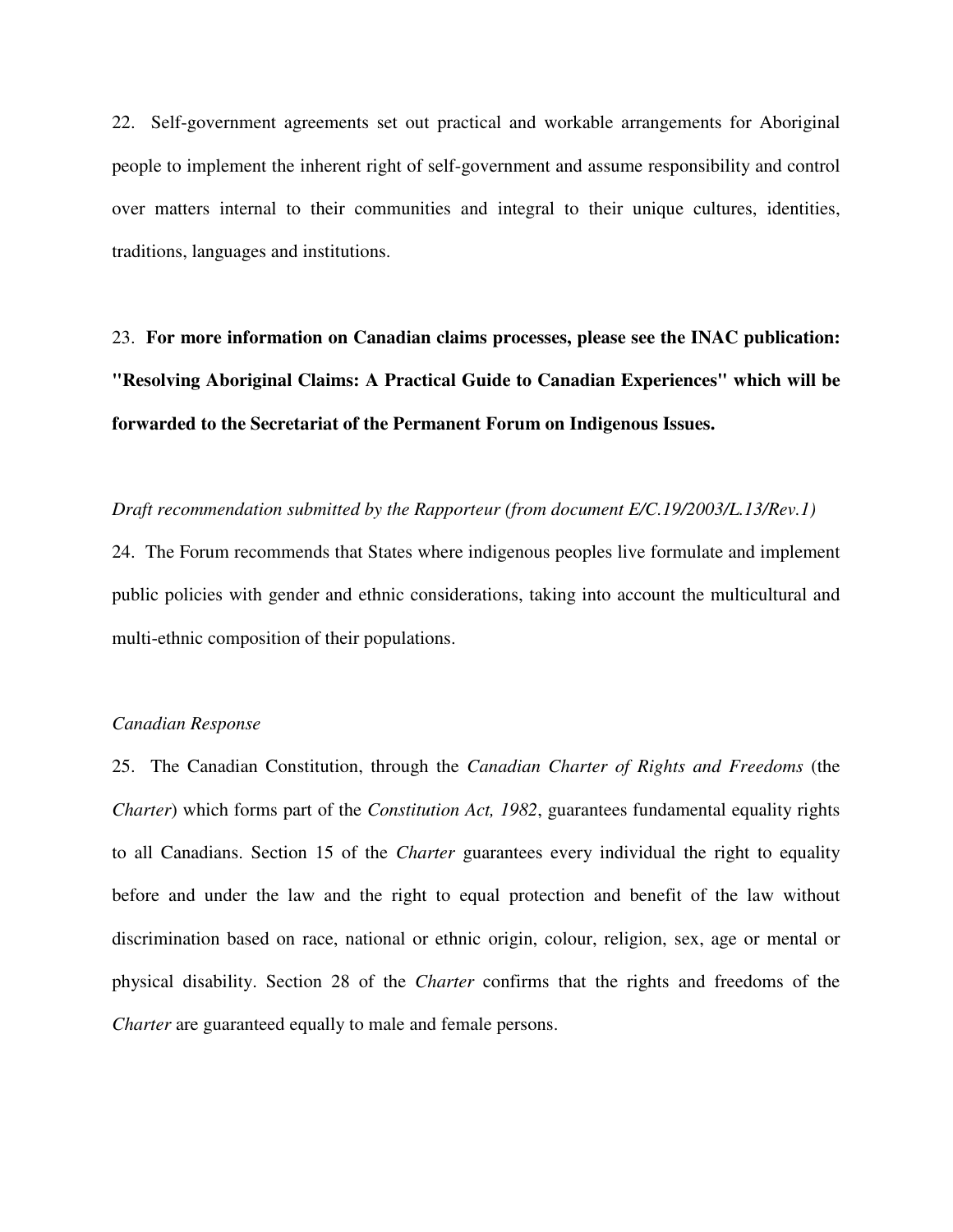22. Self-government agreements set out practical and workable arrangements for Aboriginal people to implement the inherent right of self-government and assume responsibility and control over matters internal to their communities and integral to their unique cultures, identities, traditions, languages and institutions.

23. **For more information on Canadian claims processes, please see the INAC publication: "Resolving Aboriginal Claims: A Practical Guide to Canadian Experiences" which will be forwarded to the Secretariat of the Permanent Forum on Indigenous Issues.**

*Draft recommendation submitted by the Rapporteur (from document E/C.19/2003/L.13/Rev.1)*

24. The Forum recommends that States where indigenous peoples live formulate and implement public policies with gender and ethnic considerations, taking into account the multicultural and multi-ethnic composition of their populations.

*Canadian Response*

25. The Canadian Constitution, through the *Canadian Charter of Rights and Freedoms* (the *Charter*) which forms part of the *Constitution Act, 1982*, guarantees fundamental equality rights to all Canadians. Section 15 of the *Charter* guarantees every individual the right to equality before and under the law and the right to equal protection and benefit of the law without discrimination based on race, national or ethnic origin, colour, religion, sex, age or mental or physical disability. Section 28 of the *Charter* confirms that the rights and freedoms of the *Charter* are guaranteed equally to male and female persons.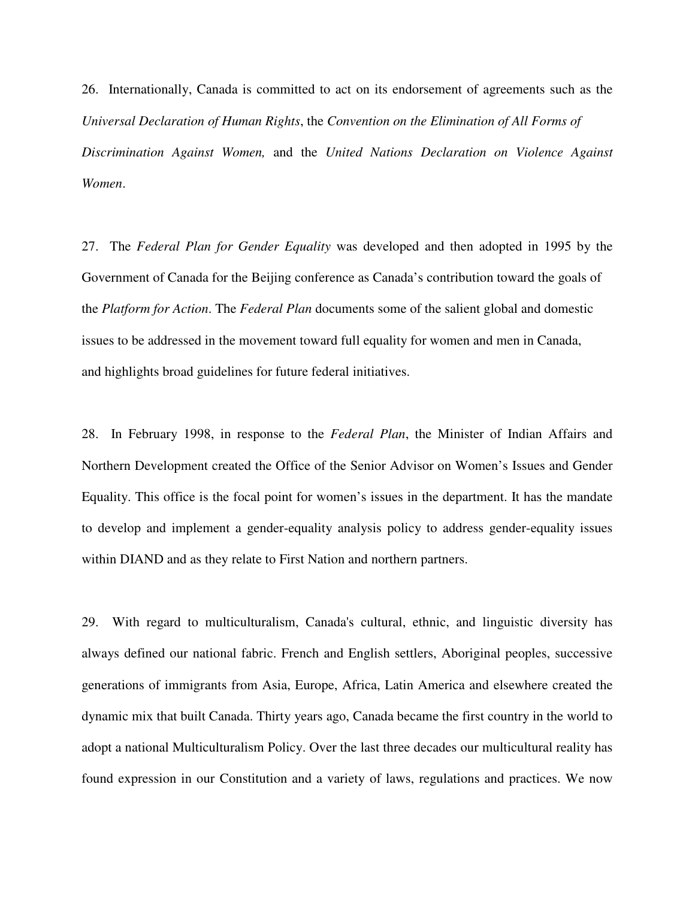26. Internationally, Canada is committed to act on its endorsement of agreements such as the *Universal Declaration of Human Rights*, the *Convention on the Elimination of All Forms of Discrimination Against Women,* and the *United Nations Declaration on Violence Against Women*.

27. The *Federal Plan for Gender Equality* was developed and then adopted in 1995 by the Government of Canada for the Beijing conference as Canada's contribution toward the goals of the *Platform for Action*. The *Federal Plan* documents some of the salient global and domestic issues to be addressed in the movement toward full equality for women and men in Canada, and highlights broad guidelines for future federal initiatives.

28. In February 1998, in response to the *Federal Plan*, the Minister of Indian Affairs and Northern Development created the Office of the Senior Advisor on Women's Issues and Gender Equality. This office is the focal point for women's issues in the department. It has the mandate to develop and implement a gender-equality analysis policy to address gender-equality issues within DIAND and as they relate to First Nation and northern partners.

29. With regard to multiculturalism, Canada's cultural, ethnic, and linguistic diversity has always defined our national fabric. French and English settlers, Aboriginal peoples, successive generations of immigrants from Asia, Europe, Africa, Latin America and elsewhere created the dynamic mix that built Canada. Thirty years ago, Canada became the first country in the world to adopt a national Multiculturalism Policy. Over the last three decades our multicultural reality has found expression in our Constitution and a variety of laws, regulations and practices. We now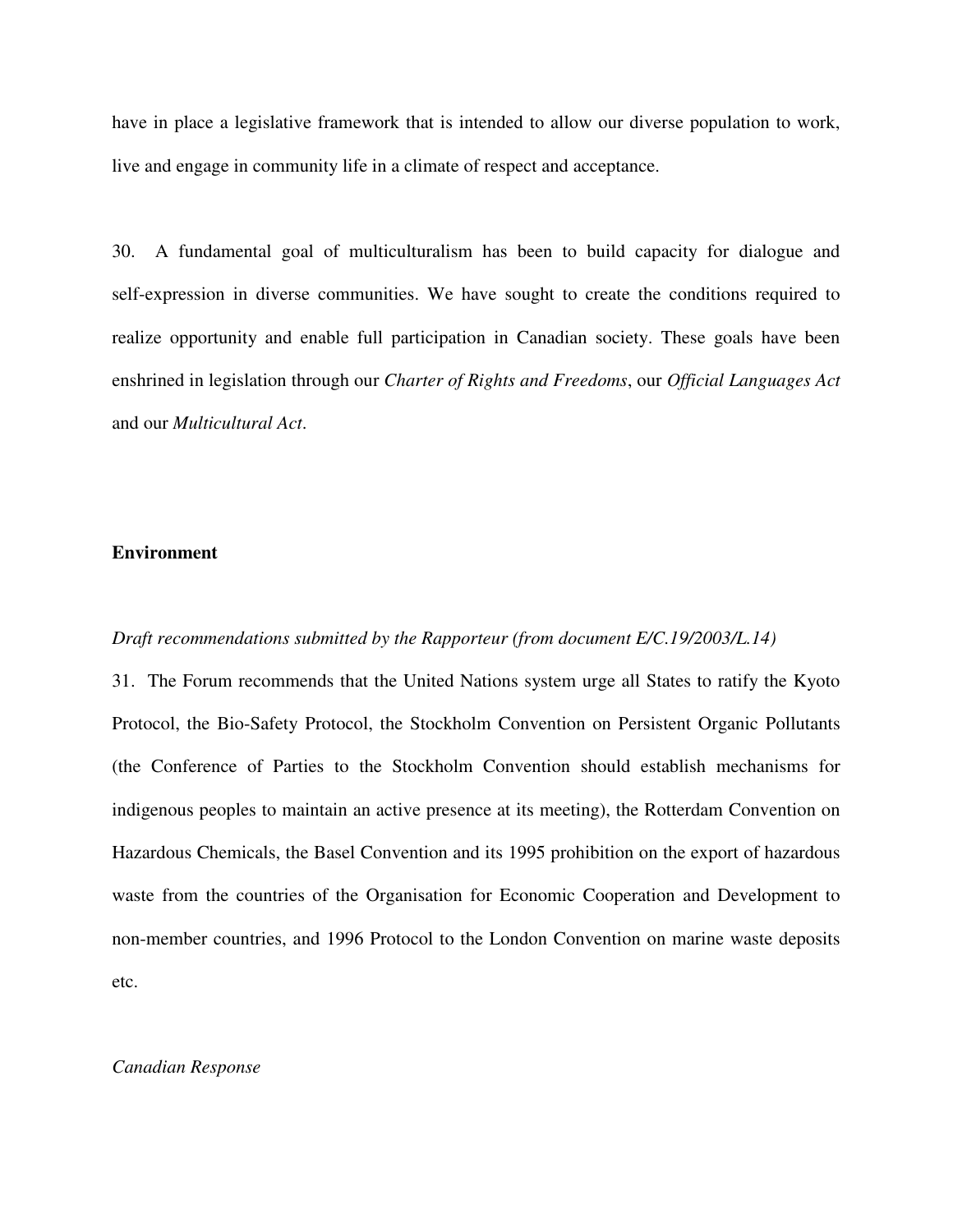have in place a legislative framework that is intended to allow our diverse population to work, live and engage in community life in a climate of respect and acceptance.

30. A fundamental goal of multiculturalism has been to build capacity for dialogue and self-expression in diverse communities. We have sought to create the conditions required to realize opportunity and enable full participation in Canadian society. These goals have been enshrined in legislation through our *Charter of Rights and Freedoms*, our *Official Languages Act* and our *Multicultural Act*.

**Environment**

*Draft recommendations submitted by the Rapporteur (from document E/C.19/2003/L.14)*

31. The Forum recommends that the United Nations system urge all States to ratify the Kyoto Protocol, the Bio-Safety Protocol, the Stockholm Convention on Persistent Organic Pollutants (the Conference of Parties to the Stockholm Convention should establish mechanisms for indigenous peoples to maintain an active presence at its meeting), the Rotterdam Convention on Hazardous Chemicals, the Basel Convention and its 1995 prohibition on the export of hazardous waste from the countries of the Organisation for Economic Cooperation and Development to non-member countries, and 1996 Protocol to the London Convention on marine waste deposits etc.

*Canadian Response*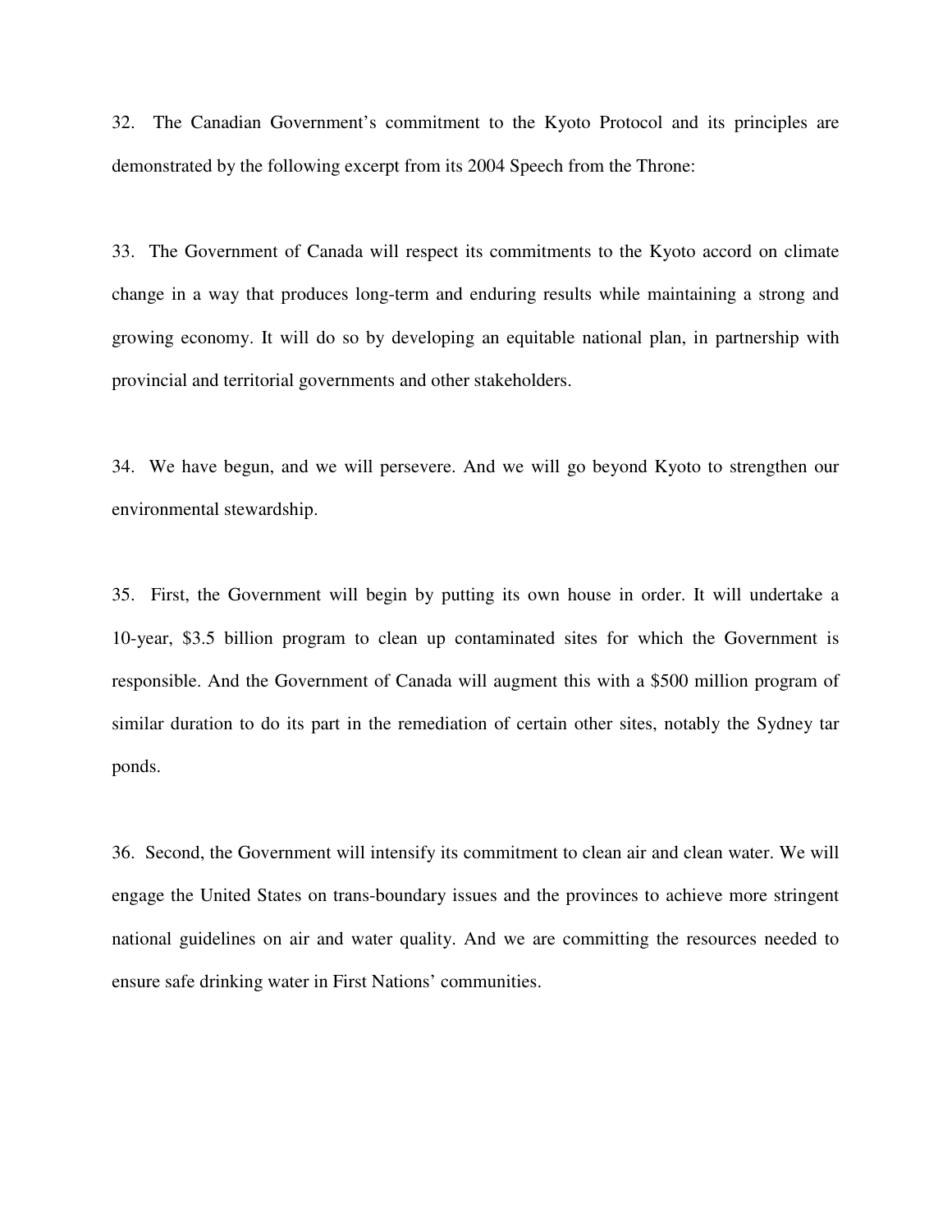32. The Canadian Government's commitment to the Kyoto Protocol and its principles are demonstrated by the following excerpt from its 2004 Speech from the Throne:

33. The Government of Canada will respect its commitments to the Kyoto accord on climate change in a way that produces long-term and enduring results while maintaining a strong and growing economy. It will do so by developing an equitable national plan, in partnership with provincial and territorial governments and other stakeholders.

34. We have begun, and we will persevere. And we will go beyond Kyoto to strengthen our environmental stewardship.

35. First, the Government will begin by putting its own house in order. It will undertake a 10-year, $3.5 billion program to clean up contaminated sites for which the Government is responsible. And the Government of Canada will augment this with a $500 million program of similar duration to do its part in the remediation of certain other sites, notably the Sydney tar ponds.

36. Second, the Government will intensify its commitment to clean air and clean water. We will engage the United States on trans-boundary issues and the provinces to achieve more stringent national guidelines on air and water quality. And we are committing the resources needed to ensure safe drinking water in First Nations' communities.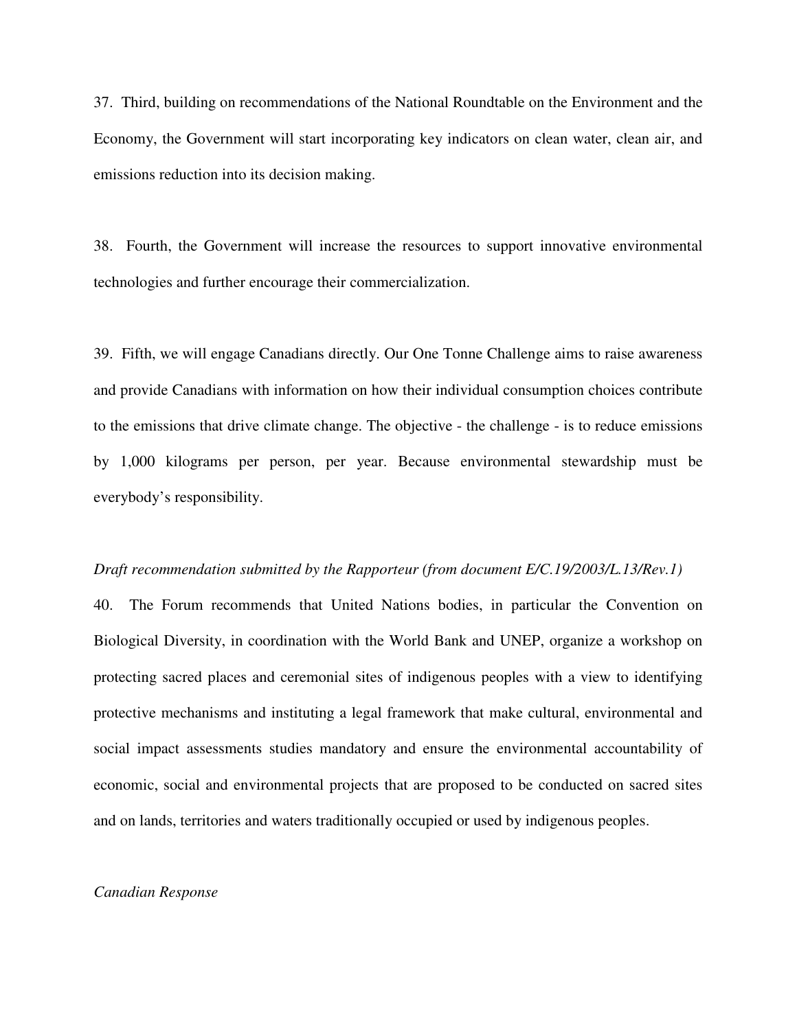37. Third, building on recommendations of the National Roundtable on the Environment and the Economy, the Government will start incorporating key indicators on clean water, clean air, and emissions reduction into its decision making.

38. Fourth, the Government will increase the resources to support innovative environmental technologies and further encourage their commercialization.

39. Fifth, we will engage Canadians directly. Our One Tonne Challenge aims to raise awareness and provide Canadians with information on how their individual consumption choices contribute to the emissions that drive climate change. The objective - the challenge - is to reduce emissions by 1,000 kilograms per person, per year. Because environmental stewardship must be everybody's responsibility.

*Draft recommendation submitted by the Rapporteur (from document E/C.19/2003/L.13/Rev.1)*

40. The Forum recommends that United Nations bodies, in particular the Convention on Biological Diversity, in coordination with the World Bank and UNEP, organize a workshop on protecting sacred places and ceremonial sites of indigenous peoples with a view to identifying protective mechanisms and instituting a legal framework that make cultural, environmental and social impact assessments studies mandatory and ensure the environmental accountability of economic, social and environmental projects that are proposed to be conducted on sacred sites and on lands, territories and waters traditionally occupied or used by indigenous peoples.

*Canadian Response*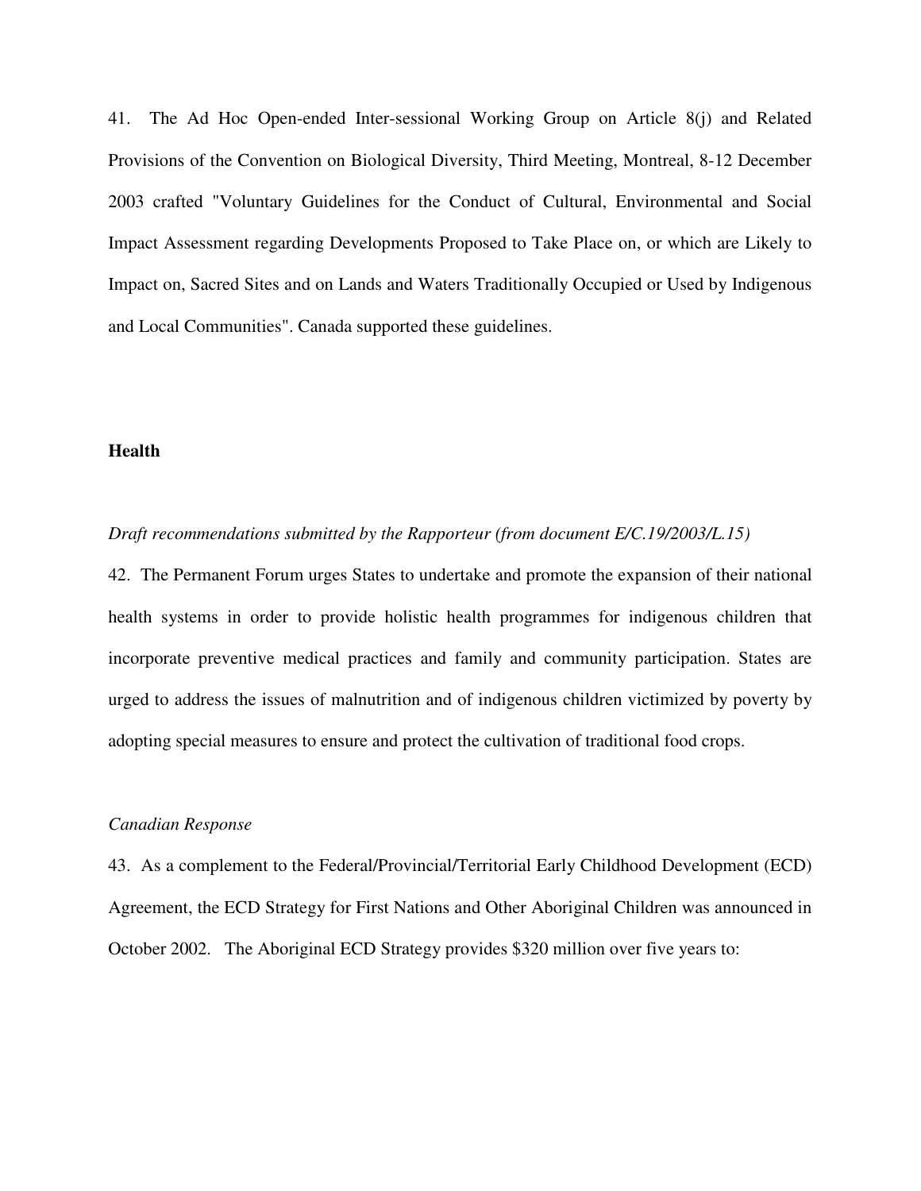41. The Ad Hoc Open-ended Inter-sessional Working Group on Article 8(j) and Related Provisions of the Convention on Biological Diversity, Third Meeting, Montreal, 8-12 December 2003 crafted "Voluntary Guidelines for the Conduct of Cultural, Environmental and Social Impact Assessment regarding Developments Proposed to Take Place on, or which are Likely to Impact on, Sacred Sites and on Lands and Waters Traditionally Occupied or Used by Indigenous and Local Communities". Canada supported these guidelines.

**Health**

*Draft recommendations submitted by the Rapporteur (from document E/C.19/2003/L.15)*

42. The Permanent Forum urges States to undertake and promote the expansion of their national health systems in order to provide holistic health programmes for indigenous children that incorporate preventive medical practices and family and community participation. States are urged to address the issues of malnutrition and of indigenous children victimized by poverty by adopting special measures to ensure and protect the cultivation of traditional food crops.

*Canadian Response*

43. As a complement to the Federal/Provincial/Territorial Early Childhood Development (ECD) Agreement, the ECD Strategy for First Nations and Other Aboriginal Children was announced in October 2002. The Aboriginal ECD Strategy provides $320 million over five years to: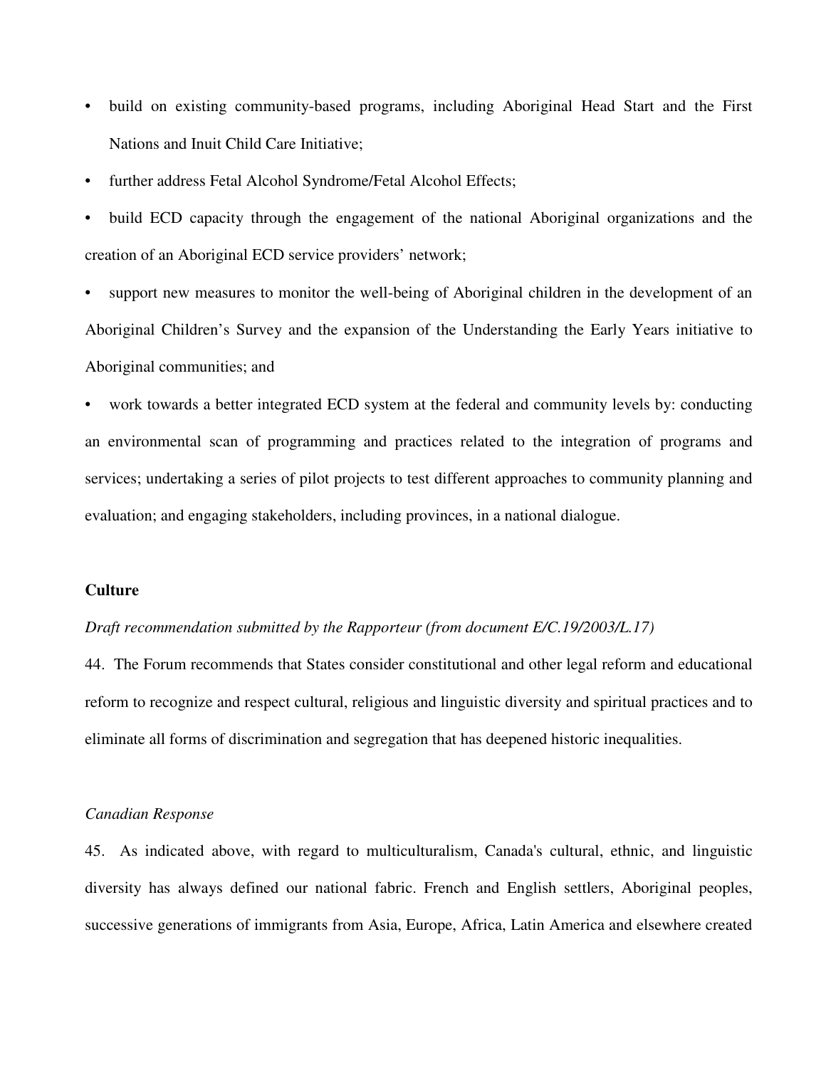- build on existing community-based programs, including Aboriginal Head Start and the First Nations and Inuit Child Care Initiative;
- further address Fetal Alcohol Syndrome/Fetal Alcohol Effects;
- build ECD capacity through the engagement of the national Aboriginal organizations and the creation of an Aboriginal ECD service providers' network;
- support new measures to monitor the well-being of Aboriginal children in the development of an Aboriginal Children's Survey and the expansion of the Understanding the Early Years initiative to Aboriginal communities; and
- work towards a better integrated ECD system at the federal and community levels by: conducting an environmental scan of programming and practices related to the integration of programs and services; undertaking a series of pilot projects to test different approaches to community planning and evaluation; and engaging stakeholders, including provinces, in a national dialogue.

**Culture**

*Draft recommendation submitted by the Rapporteur (from document E/C.19/2003/L.17)*

44. The Forum recommends that States consider constitutional and other legal reform and educational reform to recognize and respect cultural, religious and linguistic diversity and spiritual practices and to eliminate all forms of discrimination and segregation that has deepened historic inequalities.

*Canadian Response*

45. As indicated above, with regard to multiculturalism, Canada's cultural, ethnic, and linguistic diversity has always defined our national fabric. French and English settlers, Aboriginal peoples, successive generations of immigrants from Asia, Europe, Africa, Latin America and elsewhere created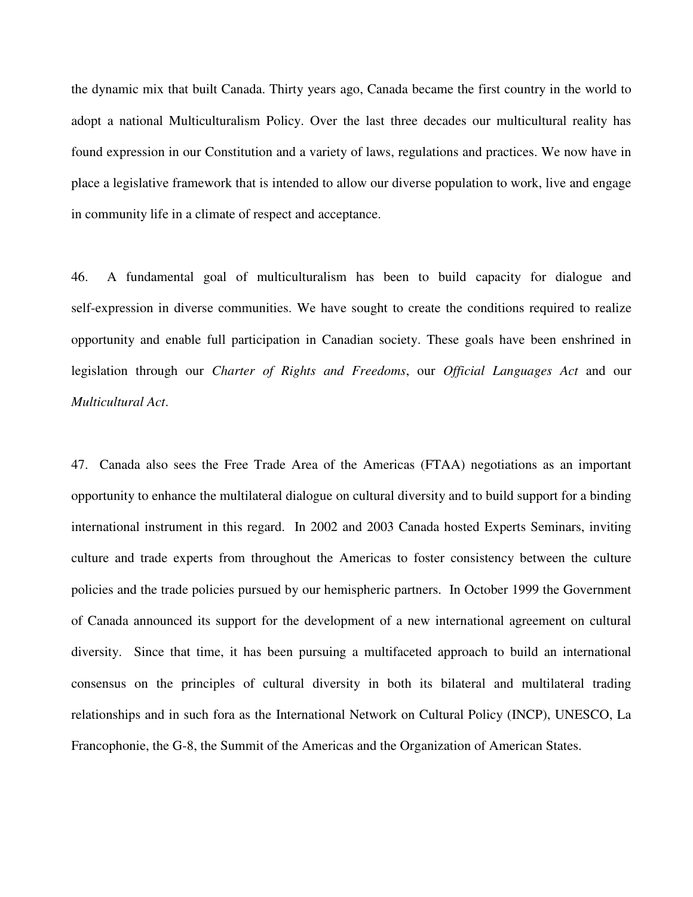the dynamic mix that built Canada. Thirty years ago, Canada became the first country in the world to adopt a national Multiculturalism Policy. Over the last three decades our multicultural reality has found expression in our Constitution and a variety of laws, regulations and practices. We now have in place a legislative framework that is intended to allow our diverse population to work, live and engage in community life in a climate of respect and acceptance.

46. A fundamental goal of multiculturalism has been to build capacity for dialogue and self-expression in diverse communities. We have sought to create the conditions required to realize opportunity and enable full participation in Canadian society. These goals have been enshrined in legislation through our *Charter of Rights and Freedoms*, our *Official Languages Act* and our *Multicultural Act*.

47. Canada also sees the Free Trade Area of the Americas (FTAA) negotiations as an important opportunity to enhance the multilateral dialogue on cultural diversity and to build support for a binding international instrument in this regard. In 2002 and 2003 Canada hosted Experts Seminars, inviting culture and trade experts from throughout the Americas to foster consistency between the culture policies and the trade policies pursued by our hemispheric partners. In October 1999 the Government of Canada announced its support for the development of a new international agreement on cultural diversity. Since that time, it has been pursuing a multifaceted approach to build an international consensus on the principles of cultural diversity in both its bilateral and multilateral trading relationships and in such fora as the International Network on Cultural Policy (INCP), UNESCO, La Francophonie, the G-8, the Summit of the Americas and the Organization of American States.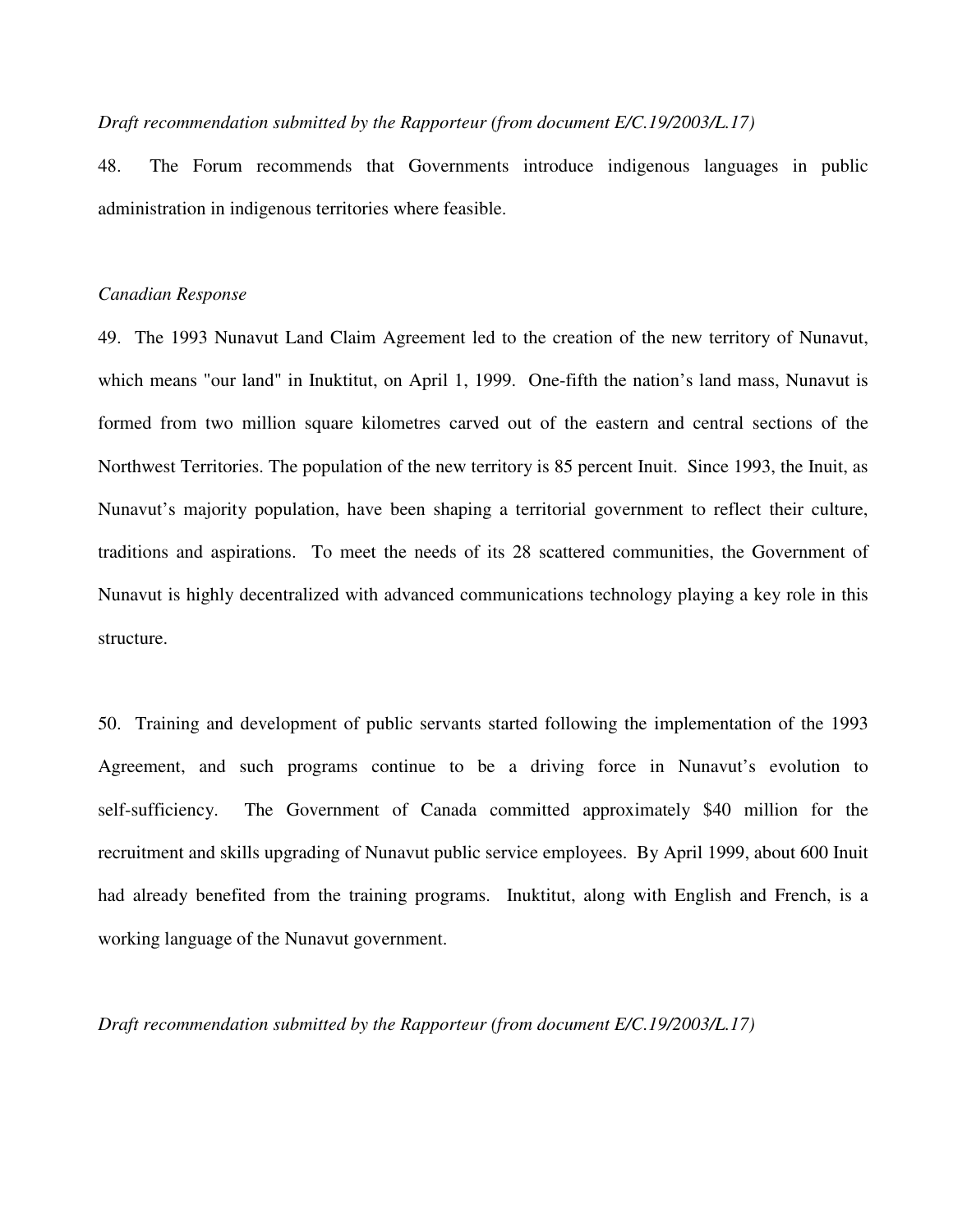*Draft recommendation submitted by the Rapporteur (from document E/C.19/2003/L.17)*

48. The Forum recommends that Governments introduce indigenous languages in public administration in indigenous territories where feasible.

*Canadian Response*

49. The 1993 Nunavut Land Claim Agreement led to the creation of the new territory of Nunavut, which means "our land" in Inuktitut, on April 1, 1999. One-fifth the nation's land mass, Nunavut is formed from two million square kilometres carved out of the eastern and central sections of the Northwest Territories. The population of the new territory is 85 percent Inuit. Since 1993, the Inuit, as Nunavut's majority population, have been shaping a territorial government to reflect their culture, traditions and aspirations. To meet the needs of its 28 scattered communities, the Government of Nunavut is highly decentralized with advanced communications technology playing a key role in this structure.

50. Training and development of public servants started following the implementation of the 1993 Agreement, and such programs continue to be a driving force in Nunavut's evolution to self-sufficiency. The Government of Canada committed approximately $40 million for the recruitment and skills upgrading of Nunavut public service employees. By April 1999, about 600 Inuit had already benefited from the training programs. Inuktitut, along with English and French, is a working language of the Nunavut government.

*Draft recommendation submitted by the Rapporteur (from document E/C.19/2003/L.17)*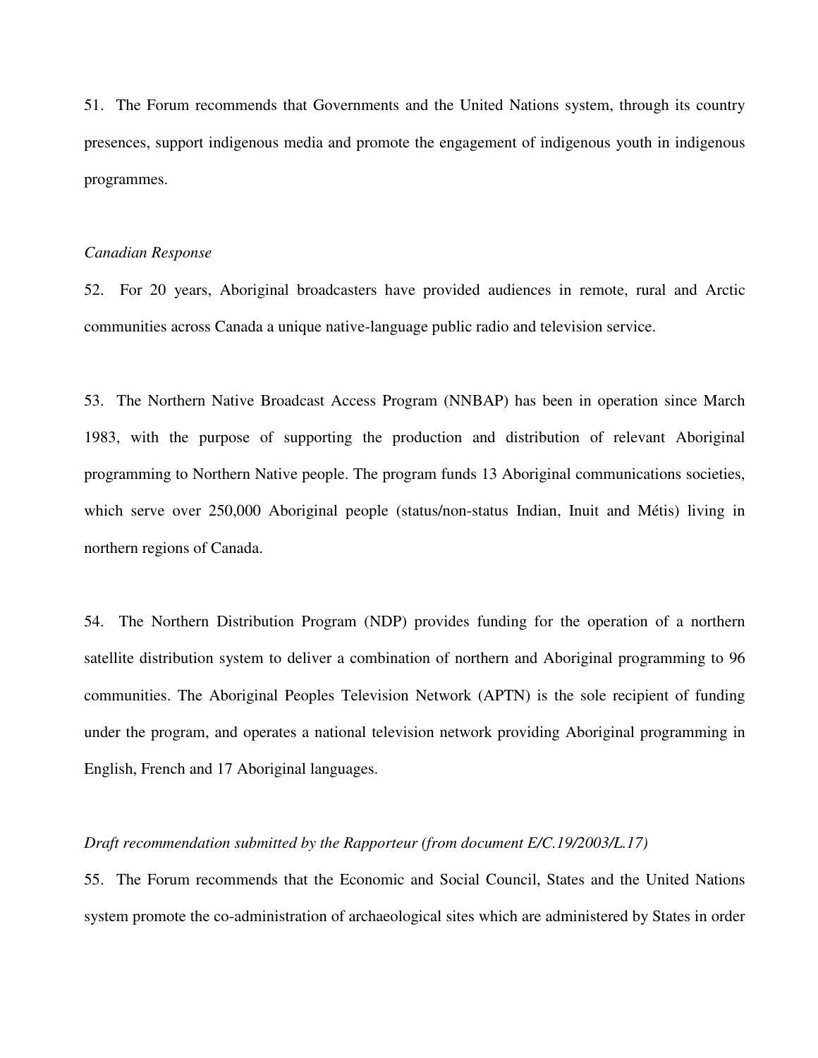51. The Forum recommends that Governments and the United Nations system, through its country presences, support indigenous media and promote the engagement of indigenous youth in indigenous programmes.

*Canadian Response*

52. For 20 years, Aboriginal broadcasters have provided audiences in remote, rural and Arctic communities across Canada a unique native-language public radio and television service.

53. The Northern Native Broadcast Access Program (NNBAP) has been in operation since March 1983, with the purpose of supporting the production and distribution of relevant Aboriginal programming to Northern Native people. The program funds 13 Aboriginal communications societies, which serve over 250,000 Aboriginal people (status/non-status Indian, Inuit and Métis) living in northern regions of Canada.

54. The Northern Distribution Program (NDP) provides funding for the operation of a northern satellite distribution system to deliver a combination of northern and Aboriginal programming to 96 communities. The Aboriginal Peoples Television Network (APTN) is the sole recipient of funding under the program, and operates a national television network providing Aboriginal programming in English, French and 17 Aboriginal languages.

*Draft recommendation submitted by the Rapporteur (from document E/C.19/2003/L.17)*

55. The Forum recommends that the Economic and Social Council, States and the United Nations system promote the co-administration of archaeological sites which are administered by States in order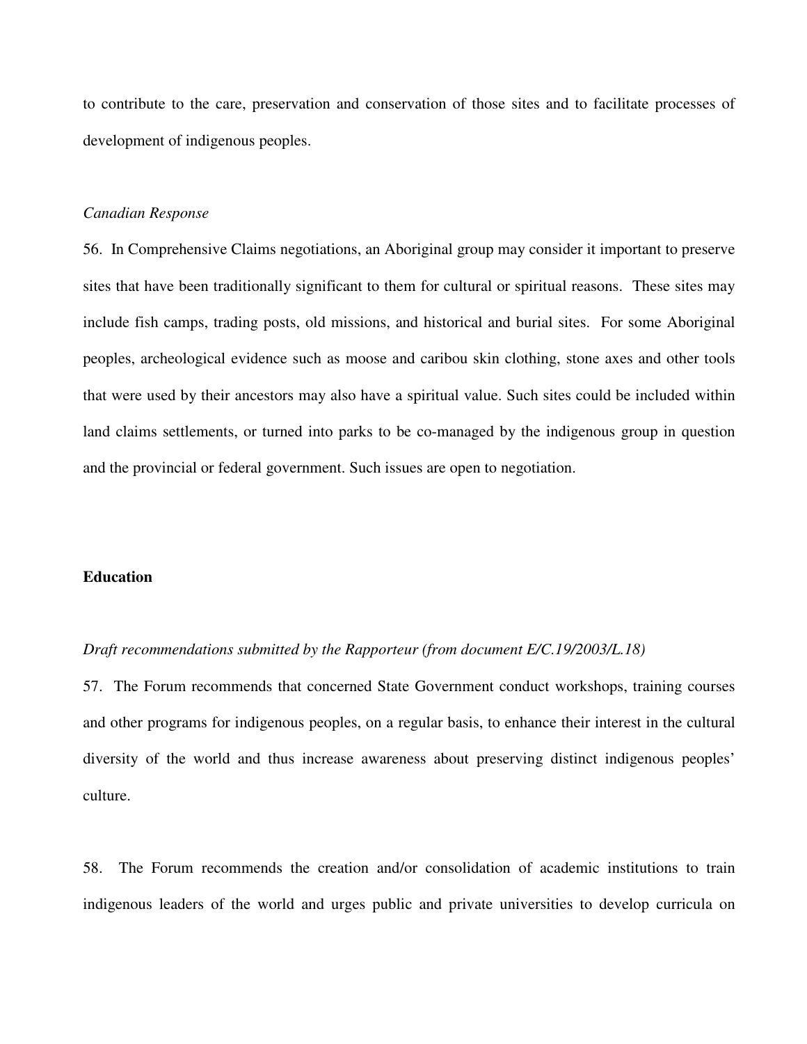to contribute to the care, preservation and conservation of those sites and to facilitate processes of development of indigenous peoples.

*Canadian Response*

56. In Comprehensive Claims negotiations, an Aboriginal group may consider it important to preserve sites that have been traditionally significant to them for cultural or spiritual reasons. These sites may include fish camps, trading posts, old missions, and historical and burial sites. For some Aboriginal peoples, archeological evidence such as moose and caribou skin clothing, stone axes and other tools that were used by their ancestors may also have a spiritual value. Such sites could be included within land claims settlements, or turned into parks to be co-managed by the indigenous group in question and the provincial or federal government. Such issues are open to negotiation.

**Education**

*Draft recommendations submitted by the Rapporteur (from document E/C.19/2003/L.18)*

57. The Forum recommends that concerned State Government conduct workshops, training courses and other programs for indigenous peoples, on a regular basis, to enhance their interest in the cultural diversity of the world and thus increase awareness about preserving distinct indigenous peoples' culture.

58. The Forum recommends the creation and/or consolidation of academic institutions to train indigenous leaders of the world and urges public and private universities to develop curricula on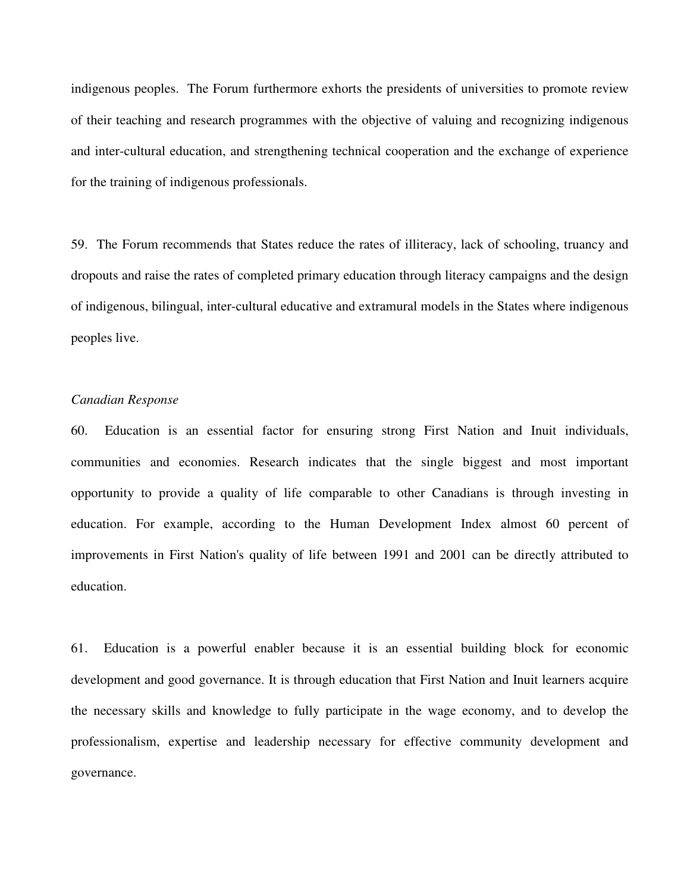indigenous peoples. The Forum furthermore exhorts the presidents of universities to promote review of their teaching and research programmes with the objective of valuing and recognizing indigenous and inter-cultural education, and strengthening technical cooperation and the exchange of experience for the training of indigenous professionals.

59. The Forum recommends that States reduce the rates of illiteracy, lack of schooling, truancy and dropouts and raise the rates of completed primary education through literacy campaigns and the design of indigenous, bilingual, inter-cultural educative and extramural models in the States where indigenous peoples live.

*Canadian Response*

60. Education is an essential factor for ensuring strong First Nation and Inuit individuals, communities and economies. Research indicates that the single biggest and most important opportunity to provide a quality of life comparable to other Canadians is through investing in education. For example, according to the Human Development Index almost 60 percent of improvements in First Nation's quality of life between 1991 and 2001 can be directly attributed to education.

61. Education is a powerful enabler because it is an essential building block for economic development and good governance. It is through education that First Nation and Inuit learners acquire the necessary skills and knowledge to fully participate in the wage economy, and to develop the professionalism, expertise and leadership necessary for effective community development and governance.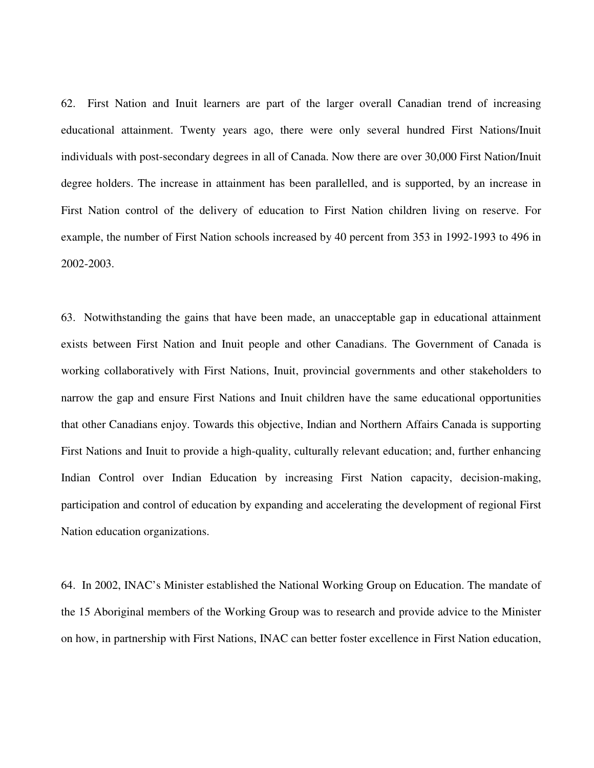62. First Nation and Inuit learners are part of the larger overall Canadian trend of increasing educational attainment. Twenty years ago, there were only several hundred First Nations/Inuit individuals with post-secondary degrees in all of Canada. Now there are over 30,000 First Nation/Inuit degree holders. The increase in attainment has been parallelled, and is supported, by an increase in First Nation control of the delivery of education to First Nation children living on reserve. For example, the number of First Nation schools increased by 40 percent from 353 in 1992-1993 to 496 in 2002-2003.

63. Notwithstanding the gains that have been made, an unacceptable gap in educational attainment exists between First Nation and Inuit people and other Canadians. The Government of Canada is working collaboratively with First Nations, Inuit, provincial governments and other stakeholders to narrow the gap and ensure First Nations and Inuit children have the same educational opportunities that other Canadians enjoy. Towards this objective, Indian and Northern Affairs Canada is supporting First Nations and Inuit to provide a high-quality, culturally relevant education; and, further enhancing Indian Control over Indian Education by increasing First Nation capacity, decision-making, participation and control of education by expanding and accelerating the development of regional First Nation education organizations.

64. In 2002, INAC's Minister established the National Working Group on Education. The mandate of the 15 Aboriginal members of the Working Group was to research and provide advice to the Minister on how, in partnership with First Nations, INAC can better foster excellence in First Nation education,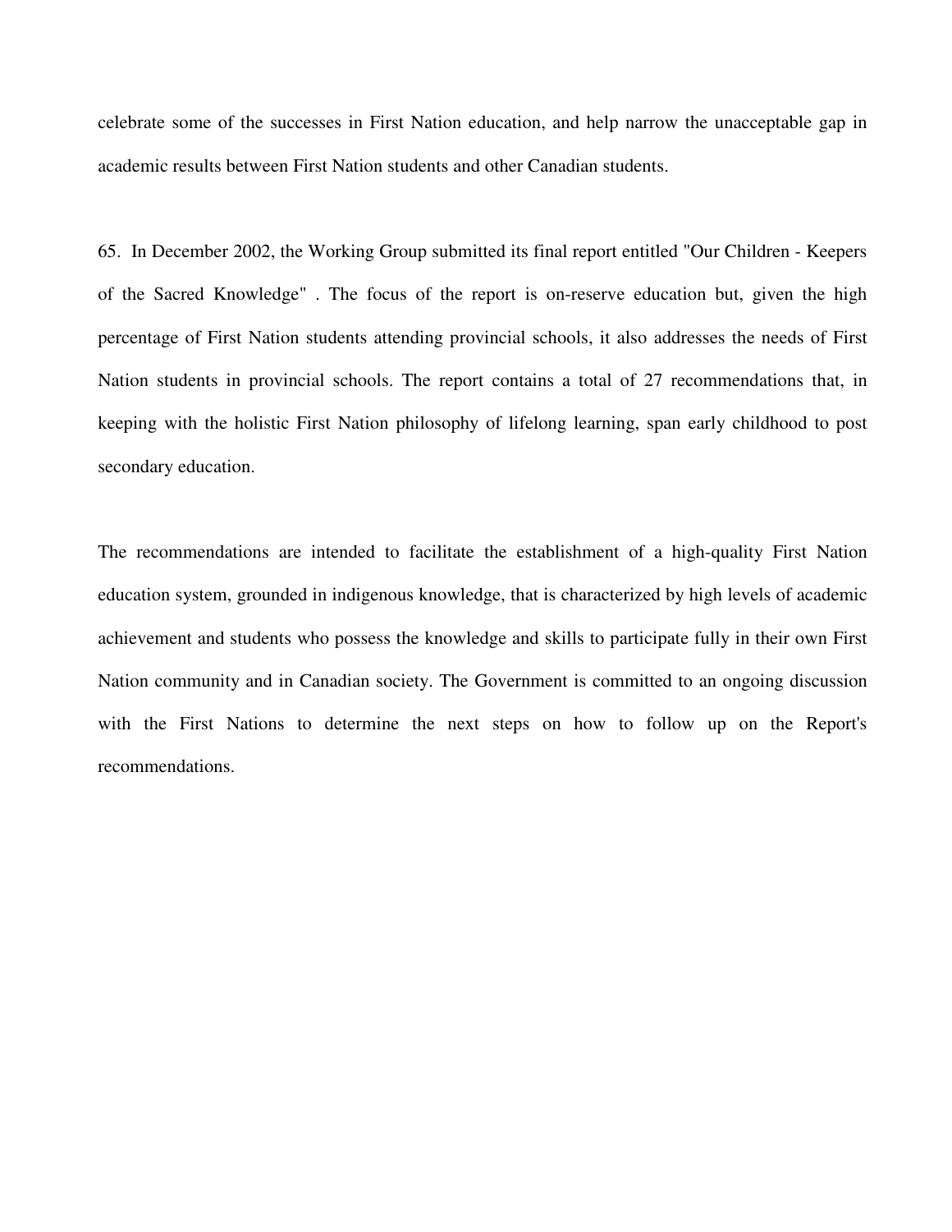celebrate some of the successes in First Nation education, and help narrow the unacceptable gap in academic results between First Nation students and other Canadian students.

65. In December 2002, the Working Group submitted its final report entitled "Our Children - Keepers of the Sacred Knowledge" . The focus of the report is on-reserve education but, given the high percentage of First Nation students attending provincial schools, it also addresses the needs of First Nation students in provincial schools. The report contains a total of 27 recommendations that, in keeping with the holistic First Nation philosophy of lifelong learning, span early childhood to post secondary education.

The recommendations are intended to facilitate the establishment of a high-quality First Nation education system, grounded in indigenous knowledge, that is characterized by high levels of academic achievement and students who possess the knowledge and skills to participate fully in their own First Nation community and in Canadian society. The Government is committed to an ongoing discussion with the First Nations to determine the next steps on how to follow up on the Report's recommendations.